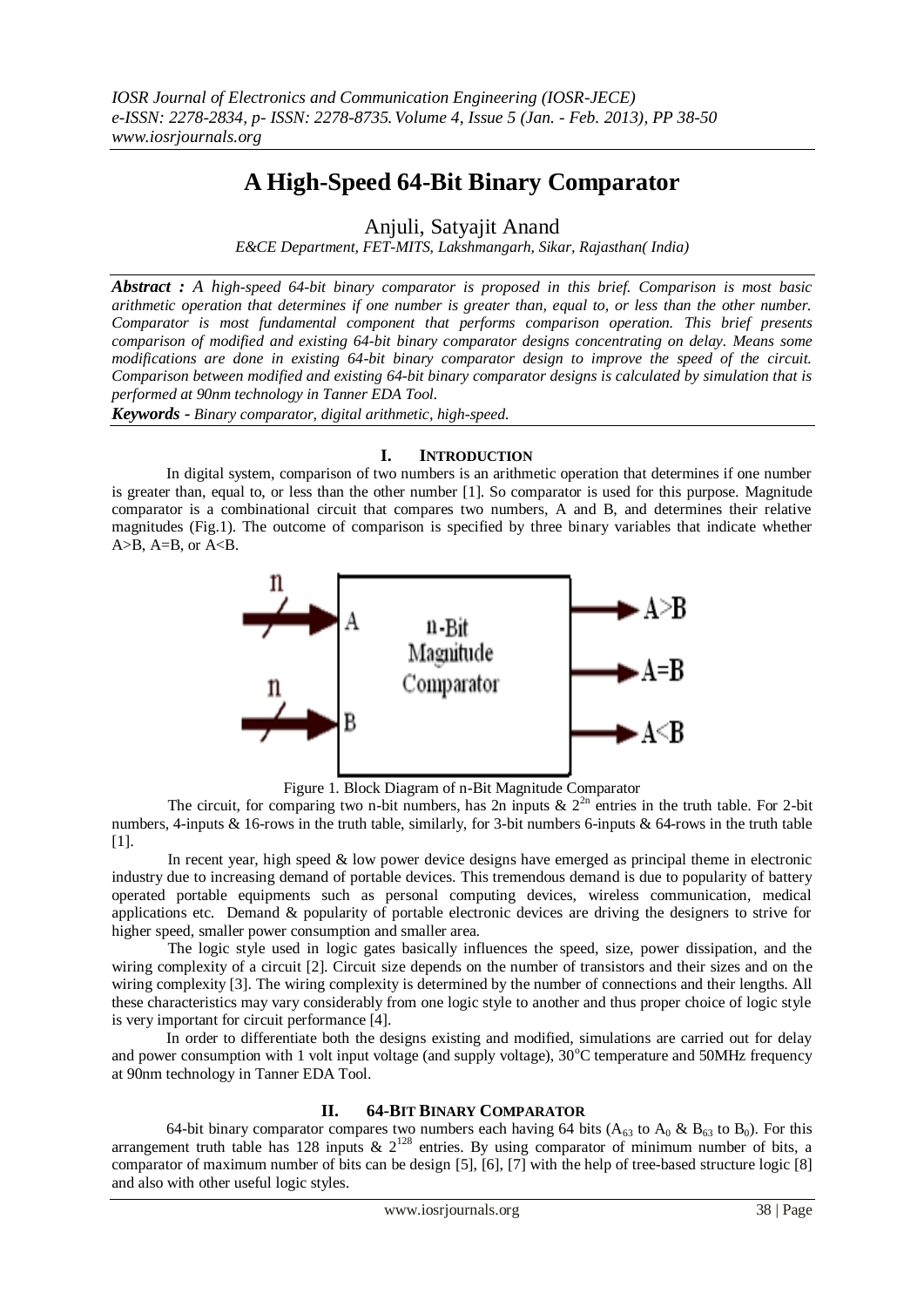# A High-Speed 64-Bit Binary Comparator

Anjuli, Satyajit Anand

*E&CE Department, FET-MITS, Lakshmangarh, Sikar, Rajasthan( India)*

***Abstract :*** *A high-speed 64-bit binary comparator is proposed in this brief. Comparison is most basic arithmetic operation that determines if one number is greater than, equal to, or less than the other number. Comparator is most fundamental component that performs comparison operation. This brief presents comparison of modified and existing 64-bit binary comparator designs concentrating on delay. Means some modifications are done in existing 64-bit binary comparator design to improve the speed of the circuit. Comparison between modified and existing 64-bit binary comparator designs is calculated by simulation that is performed at 90nm technology in Tanner EDA Tool.*

***Keywords -*** *Binary comparator, digital arithmetic, high-speed.*

## I. INTRODUCTION

In digital system, comparison of two numbers is an arithmetic operation that determines if one number is greater than, equal to, or less than the other number [1]. So comparator is used for this purpose. Magnitude comparator is a combinational circuit that compares two numbers, A and B, and determines their relative magnitudes (Fig.1). The outcome of comparison is specified by three binary variables that indicate whether A>B, A=B, or A<B.

Figure 1. Block Diagram of n-Bit Magnitude Comparator

The circuit, for comparing two n-bit numbers, has 2n inputs & $2^{2n}$ entries in the truth table. For 2-bit numbers, 4-inputs & 16-rows in the truth table, similarly, for 3-bit numbers 6-inputs & 64-rows in the truth table [1].

In recent year, high speed & low power device designs have emerged as principal theme in electronic industry due to increasing demand of portable devices. This tremendous demand is due to popularity of battery operated portable equipments such as personal computing devices, wireless communication, medical applications etc. Demand & popularity of portable electronic devices are driving the designers to strive for higher speed, smaller power consumption and smaller area.

The logic style used in logic gates basically influences the speed, size, power dissipation, and the wiring complexity of a circuit [2]. Circuit size depends on the number of transistors and their sizes and on the wiring complexity [3]. The wiring complexity is determined by the number of connections and their lengths. All these characteristics may vary considerably from one logic style to another and thus proper choice of logic style is very important for circuit performance [4].

In order to differentiate both the designs existing and modified, simulations are carried out for delay and power consumption with 1 volt input voltage (and supply voltage), 30°C temperature and 50MHz frequency at 90nm technology in Tanner EDA Tool.

## II. 64-BIT BINARY COMPARATOR

64-bit binary comparator compares two numbers each having 64 bits ($A_{63}$ to $A_0$ & $B_{63}$ to $B_0$). For this arrangement truth table has 128 inputs & $2^{128}$ entries. By using comparator of minimum number of bits, a comparator of maximum number of bits can be design [5], [6], [7] with the help of tree-based structure logic [8] and also with other useful logic styles.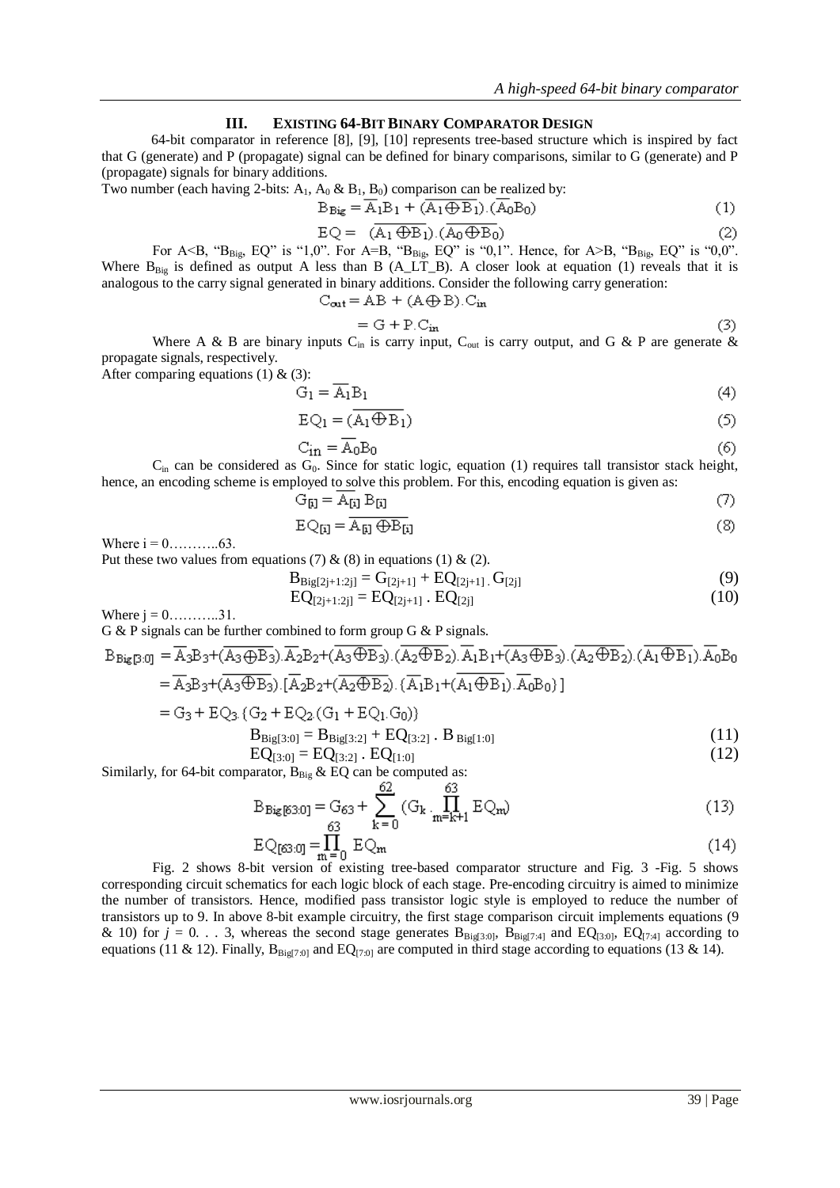## III. EXISTING 64-BIT BINARY COMPARATOR DESIGN

64-bit comparator in reference [8], [9], [10] represents tree-based structure which is inspired by fact that G (generate) and P (propagate) signal can be defined for binary comparisons, similar to G (generate) and P (propagate) signals for binary additions.

Two number (each having 2-bits: $A_1$, $A_0$ & $B_1$, $B_0$) comparison can be realized by:

$$B_{Big} = \overline{A_1}B_1 + (\overline{A_1 \oplus B_1}).(\overline{A_0}B_0) \tag{1}$$

$$EQ = (\overline{A_1 \oplus B_1}).(\overline{A_0 \oplus B_0}) \tag{2}$$

For A<B, "$B_{Big}$, EQ" is "1,0". For A=B, "$B_{Big}$, EQ" is "0,1". Hence, for A>B, "$B_{Big}$, EQ" is "0,0". Where $B_{Big}$ is defined as output A less than B (A_LT_B). A closer look at equation (1) reveals that it is analogous to the carry signal generated in binary additions. Consider the following carry generation:

$$C_{out} = AB + (A \oplus B).C_{in}$$

$$= G + P.C_{in} \tag{3}$$

Where A & B are binary inputs $C_{in}$ is carry input, $C_{out}$ is carry output, and G & P are generate & propagate signals, respectively.

After comparing equations (1) & (3):

$$G_1 = \overline{A_1}B_1 \tag{4}$$

$$EQ_1 = (\overline{A_1 \oplus B_1}) \tag{5}$$

$$C_{in} = \overline{A_0}B_0 \tag{6}$$

$C_{in}$ can be considered as $G_0$. Since for static logic, equation (1) requires tall transistor stack height, hence, an encoding scheme is employed to solve this problem. For this, encoding equation is given as:

$$G_{[i]} = \overline{A_{[i]}}\,B_{[i]} \tag{7}$$

$$EQ_{[i]} = \overline{A_{[i]} \oplus B_{[i]}} \tag{8}$$

Where i = 0………..63.

Put these two values from equations (7) & (8) in equations (1) & (2).

$$B_{Big[2j+1:2j]} = G_{[2j+1]} + EQ_{[2j+1]} \,.\, G_{[2j]} \tag{9}$$

$$EQ_{[2j+1:2j]} = EQ_{[2j+1]} \,.\, EQ_{[2j]} \tag{10}$$

Where j = 0………..31.

G & P signals can be further combined to form group G & P signals.

$$B_{Big[3:0]} = \overline{A_3}B_3 + (\overline{A_3 \oplus B_3}).\overline{A_2}B_2 + (\overline{A_3 \oplus B_3}).(\overline{A_2 \oplus B_2}).\overline{A_1}B_1 + (\overline{A_3 \oplus B_3}).(\overline{A_2 \oplus B_2}).(\overline{A_1 \oplus B_1}).\overline{A_0}B_0$$

$$= \overline{A_3}B_3 + (\overline{A_3 \oplus B_3}).[\overline{A_2}B_2 + (\overline{A_2 \oplus B_2}).\{\overline{A_1}B_1 + (\overline{A_1 \oplus B_1}).\overline{A_0}B_0\}]$$

$$= G_3 + EQ_3.\{G_2 + EQ_2.(G_1 + EQ_1.G_0)\}$$

$$B_{Big[3:0]} = B_{Big[3:2]} + EQ_{[3:2]} \,.\, B_{Big[1:0]} \tag{11}$$

$$EQ_{[3:0]} = EQ_{[3:2]} \,.\, EQ_{[1:0]} \tag{12}$$

Similarly, for 64-bit comparator, $B_{Big}$ & EQ can be computed as:

$$B_{Big[63:0]} = G_{63} + \sum_{k=0}^{62} \left(G_k \,.\, \prod_{m=k+1}^{63} EQ_m\right) \tag{13}$$

$$EQ_{[63:0]} = \prod_{m=0}^{63} EQ_m \tag{14}$$

Fig. 2 shows 8-bit version of existing tree-based comparator structure and Fig. 3 -Fig. 5 shows corresponding circuit schematics for each logic block of each stage. Pre-encoding circuitry is aimed to minimize the number of transistors. Hence, modified pass transistor logic style is employed to reduce the number of transistors up to 9. In above 8-bit example circuitry, the first stage comparison circuit implements equations (9 & 10) for $j = 0...3$, whereas the second stage generates $B_{Big[3:0]}$, $B_{Big[7:4]}$ and $EQ_{[3:0]}$, $EQ_{[7:4]}$ according to equations (11 & 12). Finally, $B_{Big[7:0]}$ and $EQ_{[7:0]}$ are computed in third stage according to equations (13 & 14).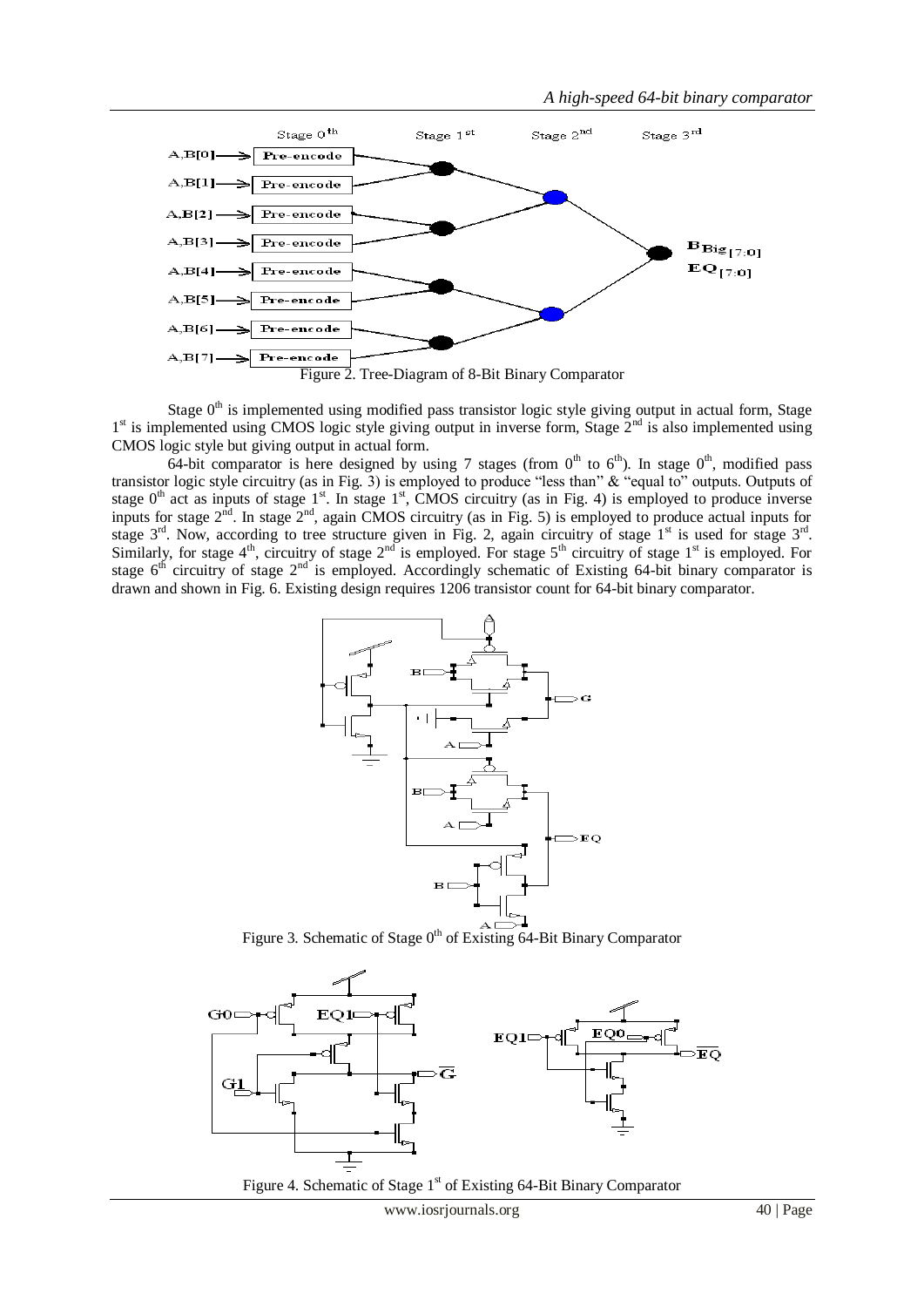Figure 2. Tree-Diagram of 8-Bit Binary Comparator

Stage $0^{th}$ is implemented using modified pass transistor logic style giving output in actual form, Stage $1^{st}$ is implemented using CMOS logic style giving output in inverse form, Stage $2^{nd}$ is also implemented using CMOS logic style but giving output in actual form.

64-bit comparator is here designed by using 7 stages (from $0^{th}$ to $6^{th}$). In stage $0^{th}$, modified pass transistor logic style circuitry (as in Fig. 3) is employed to produce "less than" & "equal to" outputs. Outputs of stage $0^{th}$ act as inputs of stage $1^{st}$. In stage $1^{st}$, CMOS circuitry (as in Fig. 4) is employed to produce inverse inputs for stage $2^{nd}$. In stage $2^{nd}$, again CMOS circuitry (as in Fig. 5) is employed to produce actual inputs for stage $3^{rd}$. Now, according to tree structure given in Fig. 2, again circuitry of stage $1^{st}$ is used for stage $3^{rd}$. Similarly, for stage $4^{th}$, circuitry of stage $2^{nd}$ is employed. For stage $5^{th}$ circuitry of stage $1^{st}$ is employed. For stage $6^{th}$ circuitry of stage $2^{nd}$ is employed. Accordingly schematic of Existing 64-bit binary comparator is drawn and shown in Fig. 6. Existing design requires 1206 transistor count for 64-bit binary comparator.

Figure 3. Schematic of Stage $0^{th}$ of Existing 64-Bit Binary Comparator

Figure 4. Schematic of Stage $1^{st}$ of Existing 64-Bit Binary Comparator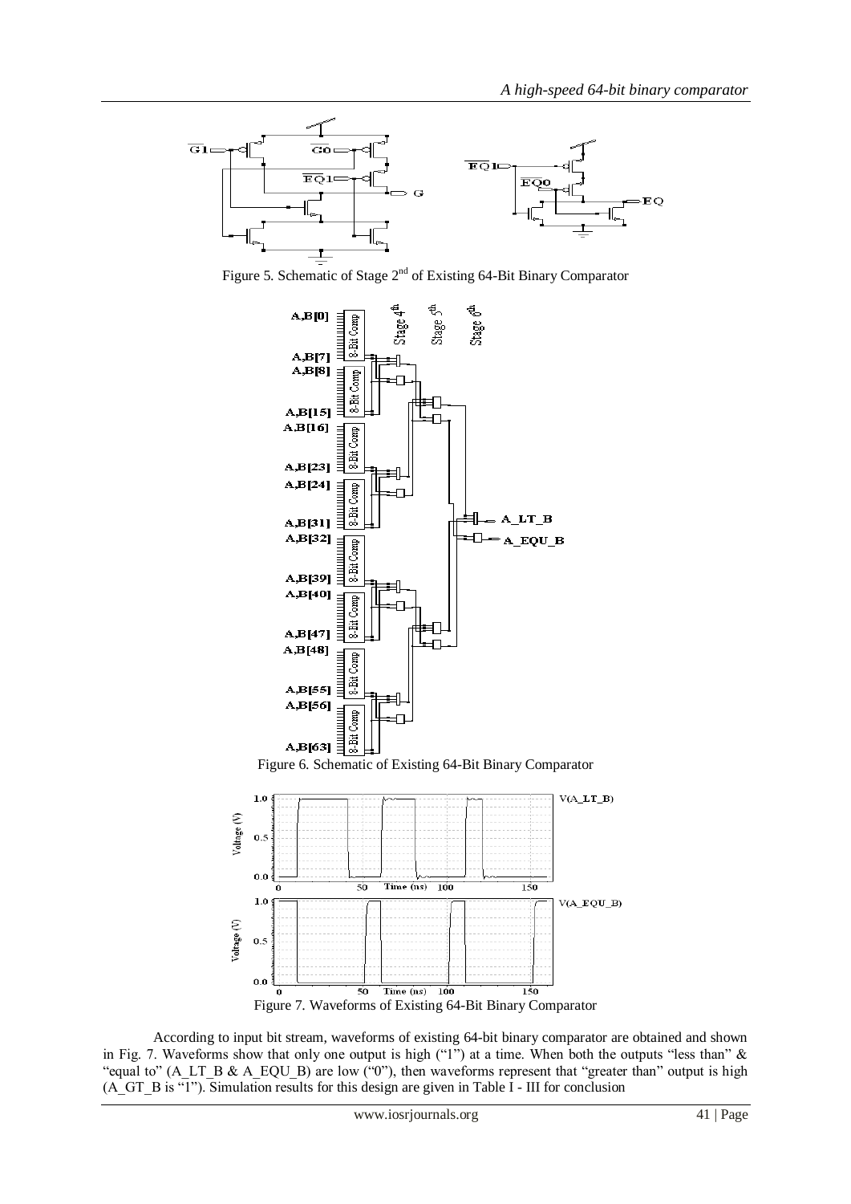Figure 5. Schematic of Stage 2[nd] of Existing 64-Bit Binary Comparator

Figure 6. Schematic of Existing 64-Bit Binary Comparator

Figure 7. Waveforms of Existing 64-Bit Binary Comparator

According to input bit stream, waveforms of existing 64-bit binary comparator are obtained and shown in Fig. 7. Waveforms show that only one output is high ("1") at a time. When both the outputs "less than" & "equal to" (A_LT_B & A_EQU_B) are low ("0"), then waveforms represent that "greater than" output is high (A_GT_B is "1"). Simulation results for this design are given in Table I - III for conclusion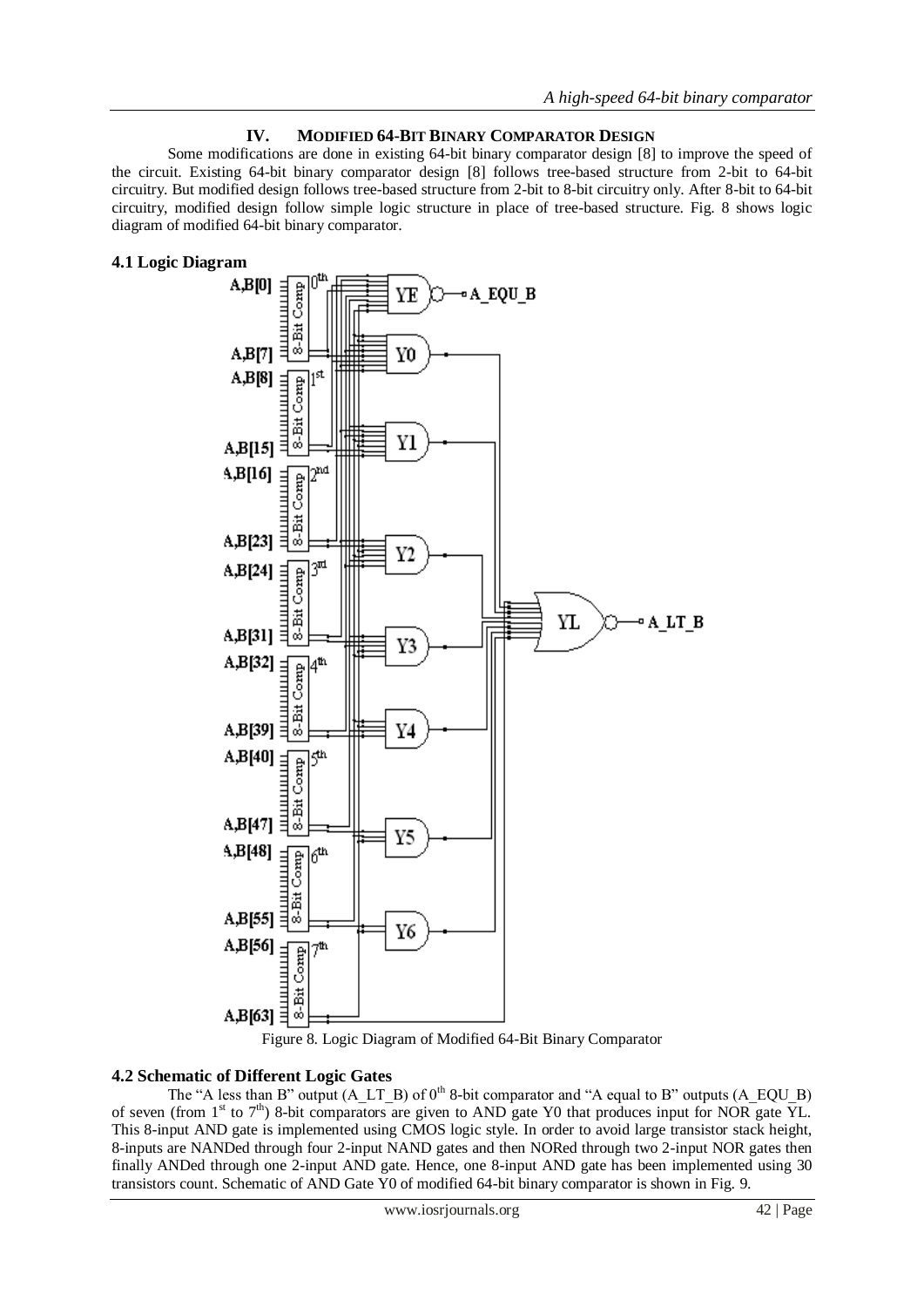## IV. MODIFIED 64-BIT BINARY COMPARATOR DESIGN

Some modifications are done in existing 64-bit binary comparator design [8] to improve the speed of the circuit. Existing 64-bit binary comparator design [8] follows tree-based structure from 2-bit to 64-bit circuitry. But modified design follows tree-based structure from 2-bit to 8-bit circuitry only. After 8-bit to 64-bit circuitry, modified design follow simple logic structure in place of tree-based structure. Fig. 8 shows logic diagram of modified 64-bit binary comparator.

### 4.1 Logic Diagram

Figure 8. Logic Diagram of Modified 64-Bit Binary Comparator

### 4.2 Schematic of Different Logic Gates

The "A less than B" output (A_LT_B) of $0^{th}$ 8-bit comparator and "A equal to B" outputs (A_EQU_B) of seven (from $1^{st}$ to $7^{th}$) 8-bit comparators are given to AND gate Y0 that produces input for NOR gate YL. This 8-input AND gate is implemented using CMOS logic style. In order to avoid large transistor stack height, 8-inputs are NANDed through four 2-input NAND gates and then NORed through two 2-input NOR gates then finally ANDed through one 2-input AND gate. Hence, one 8-input AND gate has been implemented using 30 transistors count. Schematic of AND Gate Y0 of modified 64-bit binary comparator is shown in Fig. 9.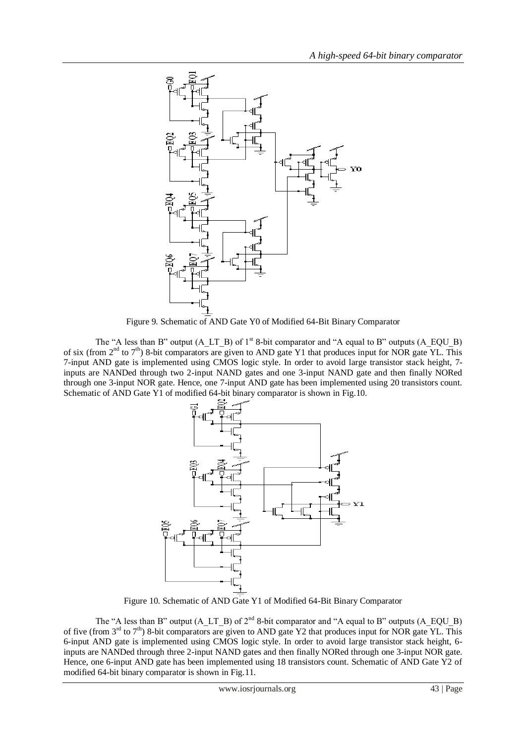Figure 9. Schematic of AND Gate Y0 of Modified 64-Bit Binary Comparator

The "A less than B" output (A_LT_B) of 1st 8-bit comparator and "A equal to B" outputs (A_EQU_B) of six (from 2nd to 7th) 8-bit comparators are given to AND gate Y1 that produces input for NOR gate YL. This 7-input AND gate is implemented using CMOS logic style. In order to avoid large transistor stack height, 7-inputs are NANDed through two 2-input NAND gates and one 3-input NAND gate and then finally NORed through one 3-input NOR gate. Hence, one 7-input AND gate has been implemented using 20 transistors count. Schematic of AND Gate Y1 of modified 64-bit binary comparator is shown in Fig.10.

Figure 10. Schematic of AND Gate Y1 of Modified 64-Bit Binary Comparator

The "A less than B" output (A_LT_B) of 2nd 8-bit comparator and "A equal to B" outputs (A_EQU_B) of five (from 3rd to 7th) 8-bit comparators are given to AND gate Y2 that produces input for NOR gate YL. This 6-input AND gate is implemented using CMOS logic style. In order to avoid large transistor stack height, 6-inputs are NANDed through three 2-input NAND gates and then finally NORed through one 3-input NOR gate. Hence, one 6-input AND gate has been implemented using 18 transistors count. Schematic of AND Gate Y2 of modified 64-bit binary comparator is shown in Fig.11.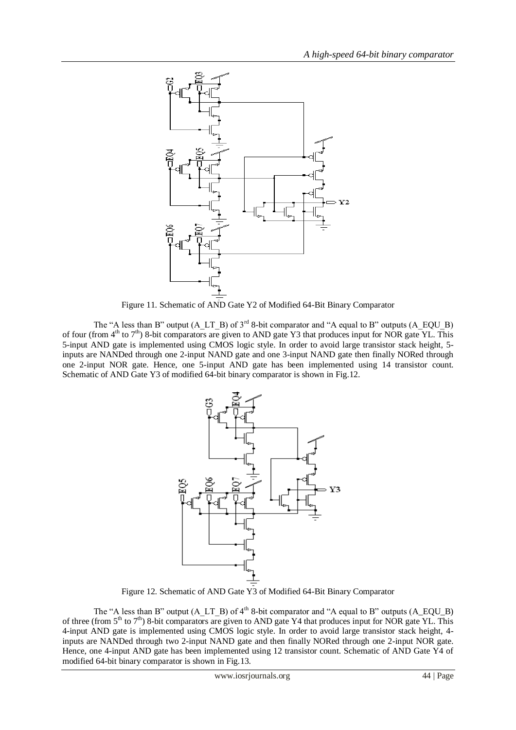Figure 11. Schematic of AND Gate Y2 of Modified 64-Bit Binary Comparator

The "A less than B" output (A_LT_B) of 3[rd] 8-bit comparator and "A equal to B" outputs (A_EQU_B) of four (from 4[th] to 7[th]) 8-bit comparators are given to AND gate Y3 that produces input for NOR gate YL. This 5-input AND gate is implemented using CMOS logic style. In order to avoid large transistor stack height, 5-inputs are NANDed through one 2-input NAND gate and one 3-input NAND gate then finally NORed through one 2-input NOR gate. Hence, one 5-input AND gate has been implemented using 14 transistor count. Schematic of AND Gate Y3 of modified 64-bit binary comparator is shown in Fig.12.

Figure 12. Schematic of AND Gate Y3 of Modified 64-Bit Binary Comparator

The "A less than B" output (A_LT_B) of 4[th] 8-bit comparator and "A equal to B" outputs (A_EQU_B) of three (from 5[th] to 7[th]) 8-bit comparators are given to AND gate Y4 that produces input for NOR gate YL. This 4-input AND gate is implemented using CMOS logic style. In order to avoid large transistor stack height, 4-inputs are NANDed through two 2-input NAND gate and then finally NORed through one 2-input NOR gate. Hence, one 4-input AND gate has been implemented using 12 transistor count. Schematic of AND Gate Y4 of modified 64-bit binary comparator is shown in Fig.13.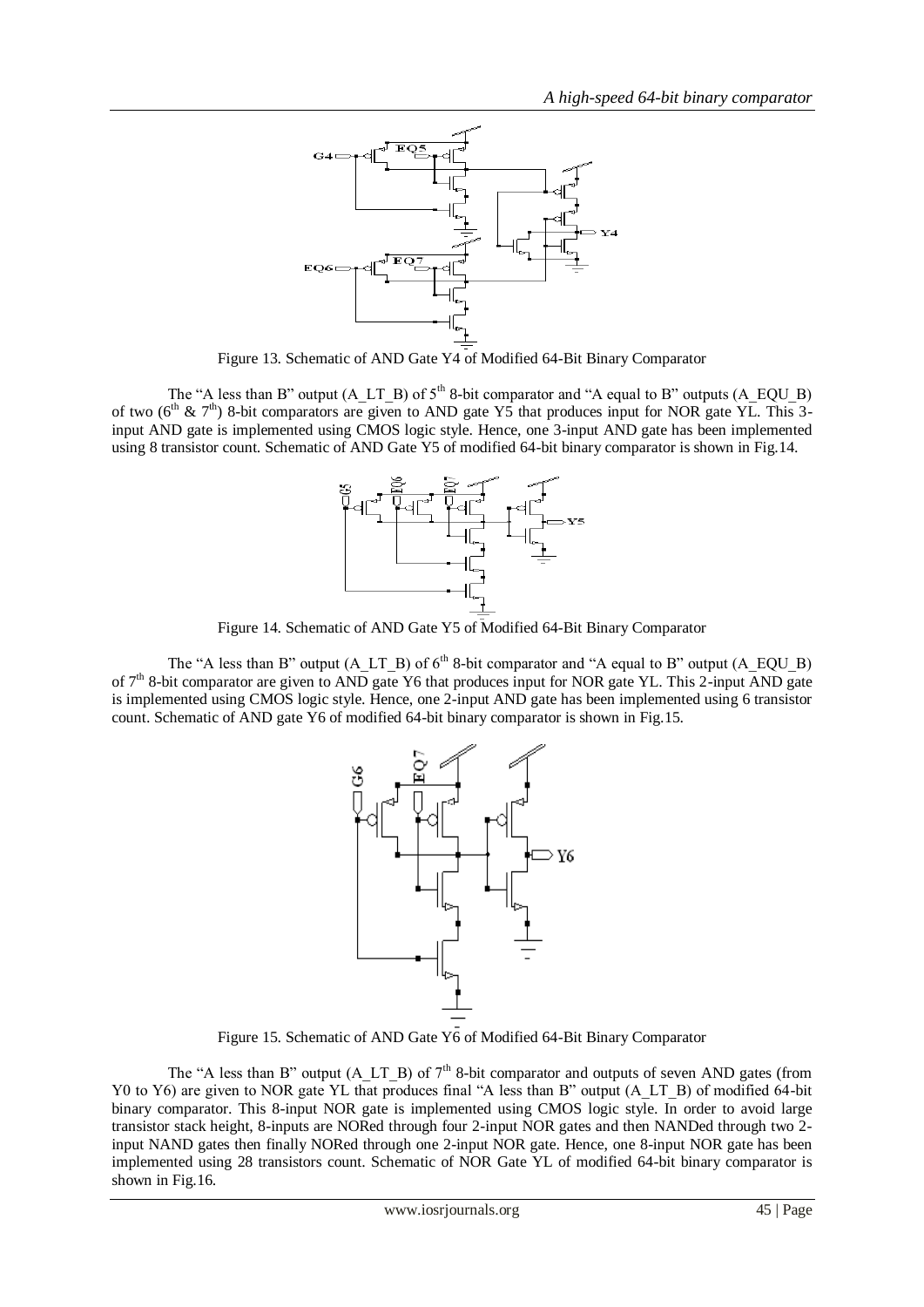Figure 13. Schematic of AND Gate Y4 of Modified 64-Bit Binary Comparator

The "A less than B" output (A_LT_B) of 5[th] 8-bit comparator and "A equal to B" outputs (A_EQU_B) of two (6[th] & 7[th]) 8-bit comparators are given to AND gate Y5 that produces input for NOR gate YL. This 3-input AND gate is implemented using CMOS logic style. Hence, one 3-input AND gate has been implemented using 8 transistor count. Schematic of AND Gate Y5 of modified 64-bit binary comparator is shown in Fig.14.

Figure 14. Schematic of AND Gate Y5 of Modified 64-Bit Binary Comparator

The "A less than B" output (A_LT_B) of 6[th] 8-bit comparator and "A equal to B" output (A_EQU_B) of 7[th] 8-bit comparator are given to AND gate Y6 that produces input for NOR gate YL. This 2-input AND gate is implemented using CMOS logic style. Hence, one 2-input AND gate has been implemented using 6 transistor count. Schematic of AND gate Y6 of modified 64-bit binary comparator is shown in Fig.15.

Figure 15. Schematic of AND Gate Y6 of Modified 64-Bit Binary Comparator

The "A less than B" output (A_LT_B) of 7[th] 8-bit comparator and outputs of seven AND gates (from Y0 to Y6) are given to NOR gate YL that produces final "A less than B" output (A_LT_B) of modified 64-bit binary comparator. This 8-input NOR gate is implemented using CMOS logic style. In order to avoid large transistor stack height, 8-inputs are NORed through four 2-input NOR gates and then NANDed through two 2-input NAND gates then finally NORed through one 2-input NOR gate. Hence, one 8-input NOR gate has been implemented using 28 transistors count. Schematic of NOR Gate YL of modified 64-bit binary comparator is shown in Fig.16.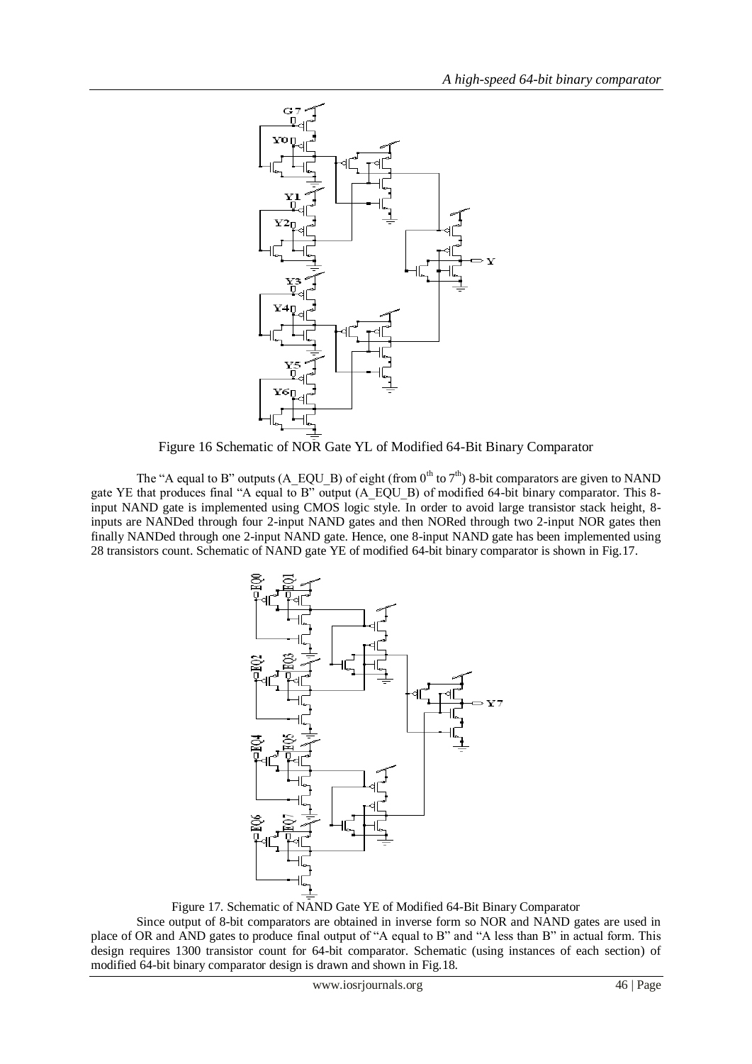Figure 16 Schematic of NOR Gate YL of Modified 64-Bit Binary Comparator

The "A equal to B" outputs (A_EQU_B) of eight (from $0^{th}$ to $7^{th}$) 8-bit comparators are given to NAND gate YE that produces final "A equal to B" output (A_EQU_B) of modified 64-bit binary comparator. This 8-input NAND gate is implemented using CMOS logic style. In order to avoid large transistor stack height, 8-inputs are NANDed through four 2-input NAND gates and then NORed through two 2-input NOR gates then finally NANDed through one 2-input NAND gate. Hence, one 8-input NAND gate has been implemented using 28 transistors count. Schematic of NAND gate YE of modified 64-bit binary comparator is shown in Fig.17.

Figure 17. Schematic of NAND Gate YE of Modified 64-Bit Binary Comparator

Since output of 8-bit comparators are obtained in inverse form so NOR and NAND gates are used in place of OR and AND gates to produce final output of "A equal to B" and "A less than B" in actual form. This design requires 1300 transistor count for 64-bit comparator. Schematic (using instances of each section) of modified 64-bit binary comparator design is drawn and shown in Fig.18.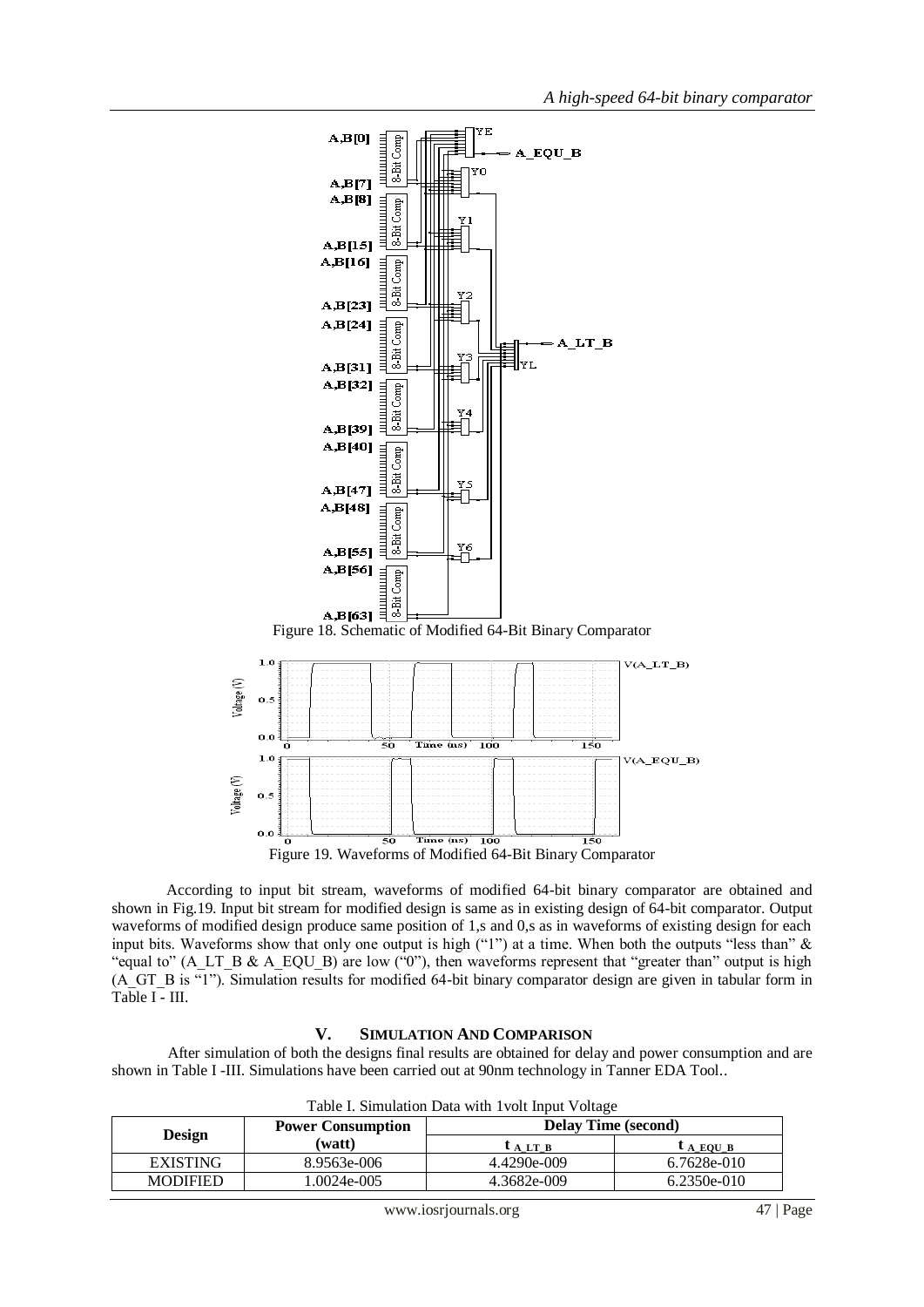Figure 18. Schematic of Modified 64-Bit Binary Comparator

Figure 19. Waveforms of Modified 64-Bit Binary Comparator

According to input bit stream, waveforms of modified 64-bit binary comparator are obtained and shown in Fig.19. Input bit stream for modified design is same as in existing design of 64-bit comparator. Output waveforms of modified design produce same position of 1,s and 0,s as in waveforms of existing design for each input bits. Waveforms show that only one output is high ("1") at a time. When both the outputs "less than" & "equal to" (A_LT_B & A_EQU_B) are low ("0"), then waveforms represent that "greater than" output is high (A_GT_B is "1"). Simulation results for modified 64-bit binary comparator design are given in tabular form in Table I - III.

## V. SIMULATION AND COMPARISON

After simulation of both the designs final results are obtained for delay and power consumption and are shown in Table I -III. Simulations have been carried out at 90nm technology in Tanner EDA Tool..

Table I. Simulation Data with 1volt Input Voltage

| Design | Power Consumption (watt) | Delay Time (second) | |
|---|---|---|---|
| | | $t_{A\_LT\_B}$ | $t_{A\_EQU\_B}$ |
| EXISTING | 8.9563e-006 | 4.4290e-009 | 6.7628e-010 |
| MODIFIED | 1.0024e-005 | 4.3682e-009 | 6.2350e-010 |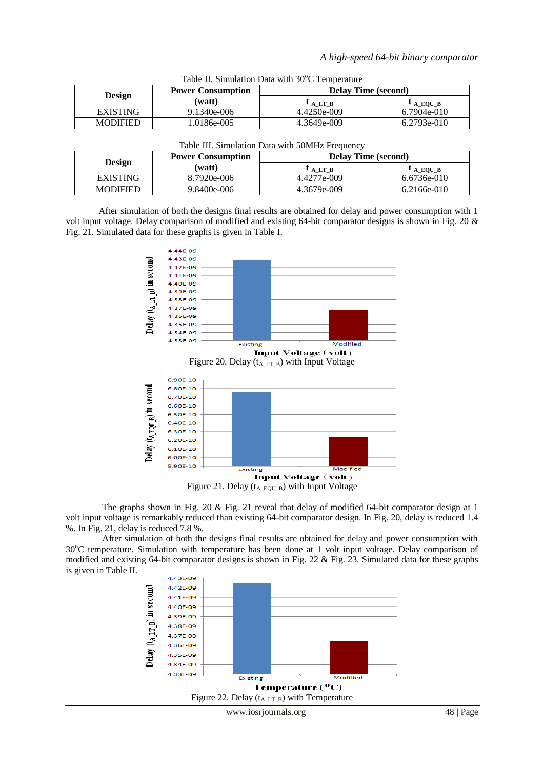Table II. Simulation Data with 30°C Temperature

| Design | Power Consumption (watt) | Delay Time (second) | |
|---|---|---|---|
| | | $t_{A\_LT\_B}$ | $t_{A\_EQU\_B}$ |
| EXISTING | 9.1340e-006 | 4.4250e-009 | 6.7904e-010 |
| MODIFIED | 1.0186e-005 | 4.3649e-009 | 6.2793e-010 |

Table III. Simulation Data with 50MHz Frequency

| Design | Power Consumption (watt) | Delay Time (second) | |
|---|---|---|---|
| | | $t_{A\_LT\_B}$ | $t_{A\_EQU\_B}$ |
| EXISTING | 8.7920e-006 | 4.4277e-009 | 6.6736e-010 |
| MODIFIED | 9.8400e-006 | 4.3679e-009 | 6.2166e-010 |

After simulation of both the designs final results are obtained for delay and power consumption with 1 volt input voltage. Delay comparison of modified and existing 64-bit comparator designs is shown in Fig. 20 & Fig. 21. Simulated data for these graphs is given in Table I.

Figure 20. Delay ($t_{A\_LT\_B}$) with Input Voltage

Figure 21. Delay ($t_{A\_EQU\_B}$) with Input Voltage

The graphs shown in Fig. 20 & Fig. 21 reveal that delay of modified 64-bit comparator design at 1 volt input voltage is remarkably reduced than existing 64-bit comparator design. In Fig. 20, delay is reduced 1.4 %. In Fig. 21, delay is reduced 7.8 %.

After simulation of both the designs final results are obtained for delay and power consumption with 30°C temperature. Simulation with temperature has been done at 1 volt input voltage. Delay comparison of modified and existing 64-bit comparator designs is shown in Fig. 22 & Fig. 23. Simulated data for these graphs is given in Table II.

Figure 22. Delay ($t_{A\_LT\_B}$) with Temperature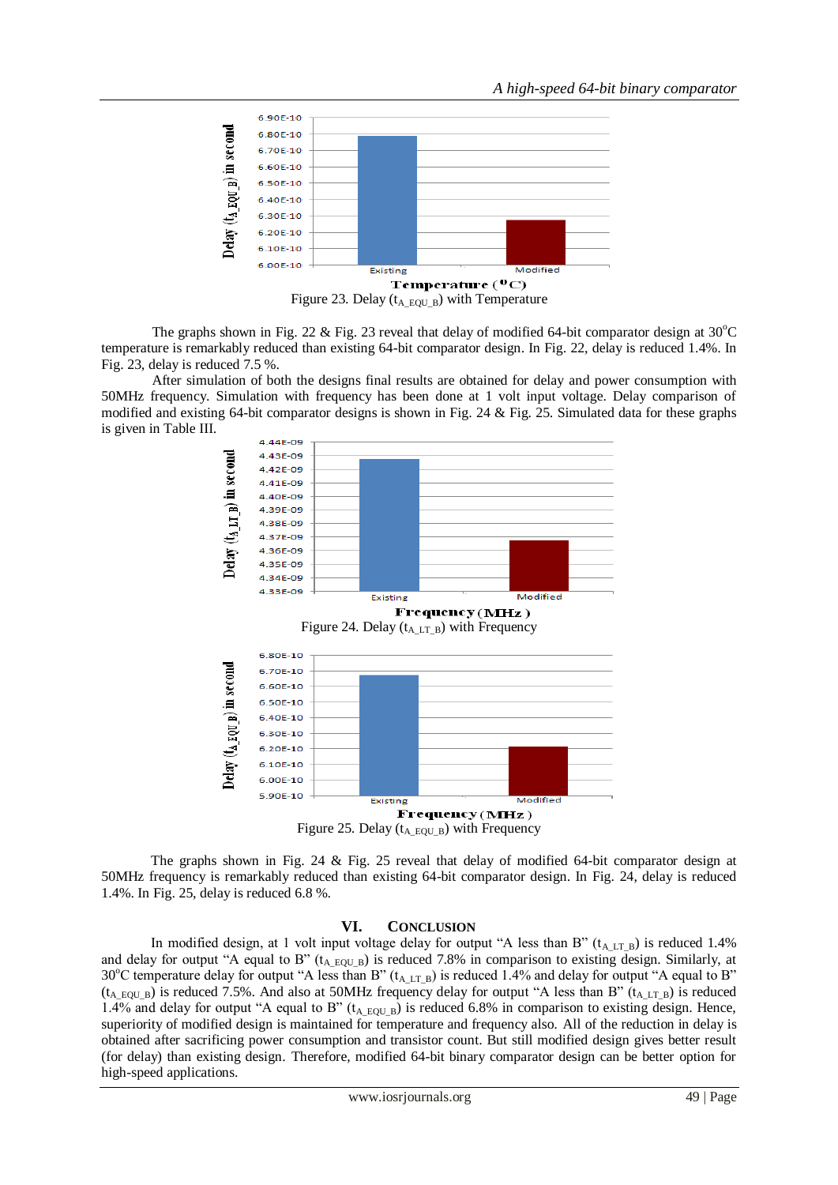Figure 23. Delay ($t_{A\_EQU\_B}$) with Temperature

The graphs shown in Fig. 22 & Fig. 23 reveal that delay of modified 64-bit comparator design at 30°C temperature is remarkably reduced than existing 64-bit comparator design. In Fig. 22, delay is reduced 1.4%. In Fig. 23, delay is reduced 7.5 %.

After simulation of both the designs final results are obtained for delay and power consumption with 50MHz frequency. Simulation with frequency has been done at 1 volt input voltage. Delay comparison of modified and existing 64-bit comparator designs is shown in Fig. 24 & Fig. 25. Simulated data for these graphs is given in Table III.

Figure 24. Delay ($t_{A\_LT\_B}$) with Frequency

Figure 25. Delay ($t_{A\_EQU\_B}$) with Frequency

The graphs shown in Fig. 24 & Fig. 25 reveal that delay of modified 64-bit comparator design at 50MHz frequency is remarkably reduced than existing 64-bit comparator design. In Fig. 24, delay is reduced 1.4%. In Fig. 25, delay is reduced 6.8 %.

## VI. Conclusion

In modified design, at 1 volt input voltage delay for output "A less than B" ($t_{A\_LT\_B}$) is reduced 1.4% and delay for output "A equal to B" ($t_{A\_EQU\_B}$) is reduced 7.8% in comparison to existing design. Similarly, at 30°C temperature delay for output "A less than B" ($t_{A\_LT\_B}$) is reduced 1.4% and delay for output "A equal to B" ($t_{A\_EQU\_B}$) is reduced 7.5%. And also at 50MHz frequency delay for output "A less than B" ($t_{A\_LT\_B}$) is reduced 1.4% and delay for output "A equal to B" ($t_{A\_EQU\_B}$) is reduced 6.8% in comparison to existing design. Hence, superiority of modified design is maintained for temperature and frequency also. All of the reduction in delay is obtained after sacrificing power consumption and transistor count. But still modified design gives better result (for delay) than existing design. Therefore, modified 64-bit binary comparator design can be better option for high-speed applications.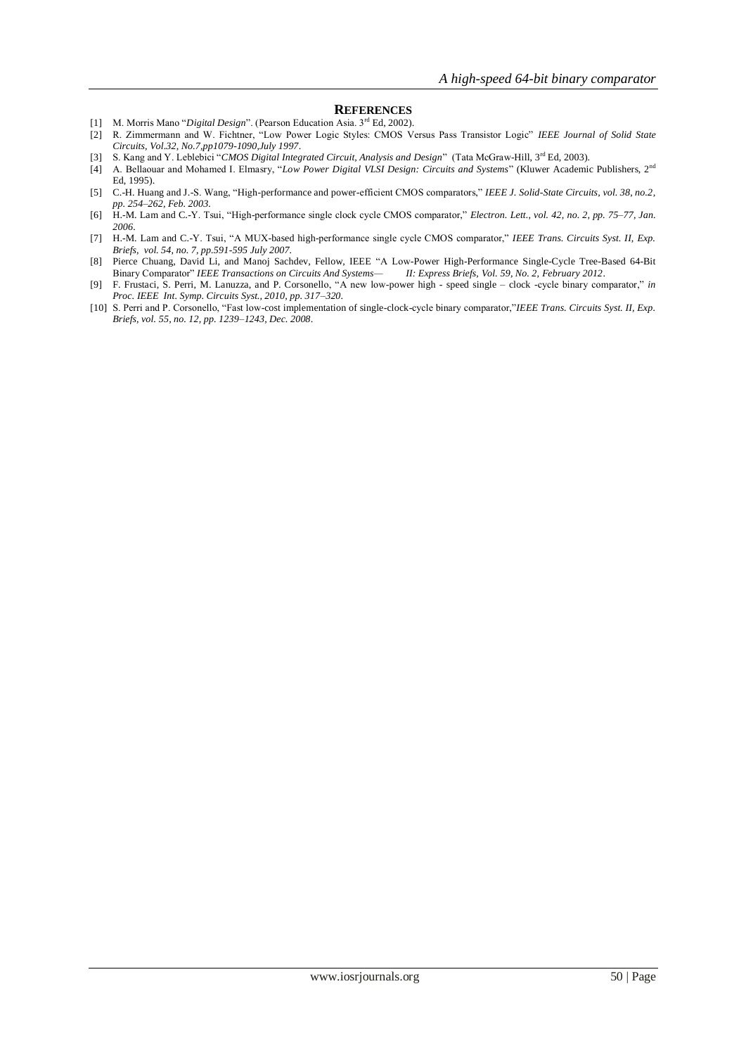## REFERENCES

[1] M. Morris Mano "*Digital Design*". (Pearson Education Asia. 3rd Ed, 2002).

[2] R. Zimmermann and W. Fichtner, "Low Power Logic Styles: CMOS Versus Pass Transistor Logic" *IEEE Journal of Solid State Circuits, Vol.32, No.7,pp1079-1090,July 1997*.

[3] S. Kang and Y. Leblebici "*CMOS Digital Integrated Circuit, Analysis and Design*" (Tata McGraw-Hill, 3rd Ed, 2003).

[4] A. Bellaouar and Mohamed I. Elmasry, "*Low Power Digital VLSI Design: Circuits and Systems*" (Kluwer Academic Publishers, 2nd Ed, 1995).

[5] C.-H. Huang and J.-S. Wang, "High-performance and power-efficient CMOS comparators," *IEEE J. Solid-State Circuits, vol. 38, no.2, pp. 254–262, Feb. 2003.*

[6] H.-M. Lam and C.-Y. Tsui, "High-performance single clock cycle CMOS comparator," *Electron. Lett., vol. 42, no. 2, pp. 75–77, Jan. 2006*.

[7] H.-M. Lam and C.-Y. Tsui, "A MUX-based high-performance single cycle CMOS comparator," *IEEE Trans. Circuits Syst. II, Exp. Briefs, vol. 54, no. 7, pp.591-595 July 2007.*

[8] Pierce Chuang, David Li, and Manoj Sachdev, Fellow, IEEE "A Low-Power High-Performance Single-Cycle Tree-Based 64-Bit Binary Comparator" *IEEE Transactions on Circuits And Systems— II: Express Briefs, Vol. 59, No. 2, February 2012*.

[9] F. Frustaci, S. Perri, M. Lanuzza, and P. Corsonello, "A new low-power high - speed single – clock -cycle binary comparator," *in Proc. IEEE Int. Symp. Circuits Syst., 2010, pp. 317–320*.

[10] S. Perri and P. Corsonello, "Fast low-cost implementation of single-clock-cycle binary comparator,"*IEEE Trans. Circuits Syst. II, Exp. Briefs, vol. 55, no. 12, pp. 1239–1243, Dec. 2008*.